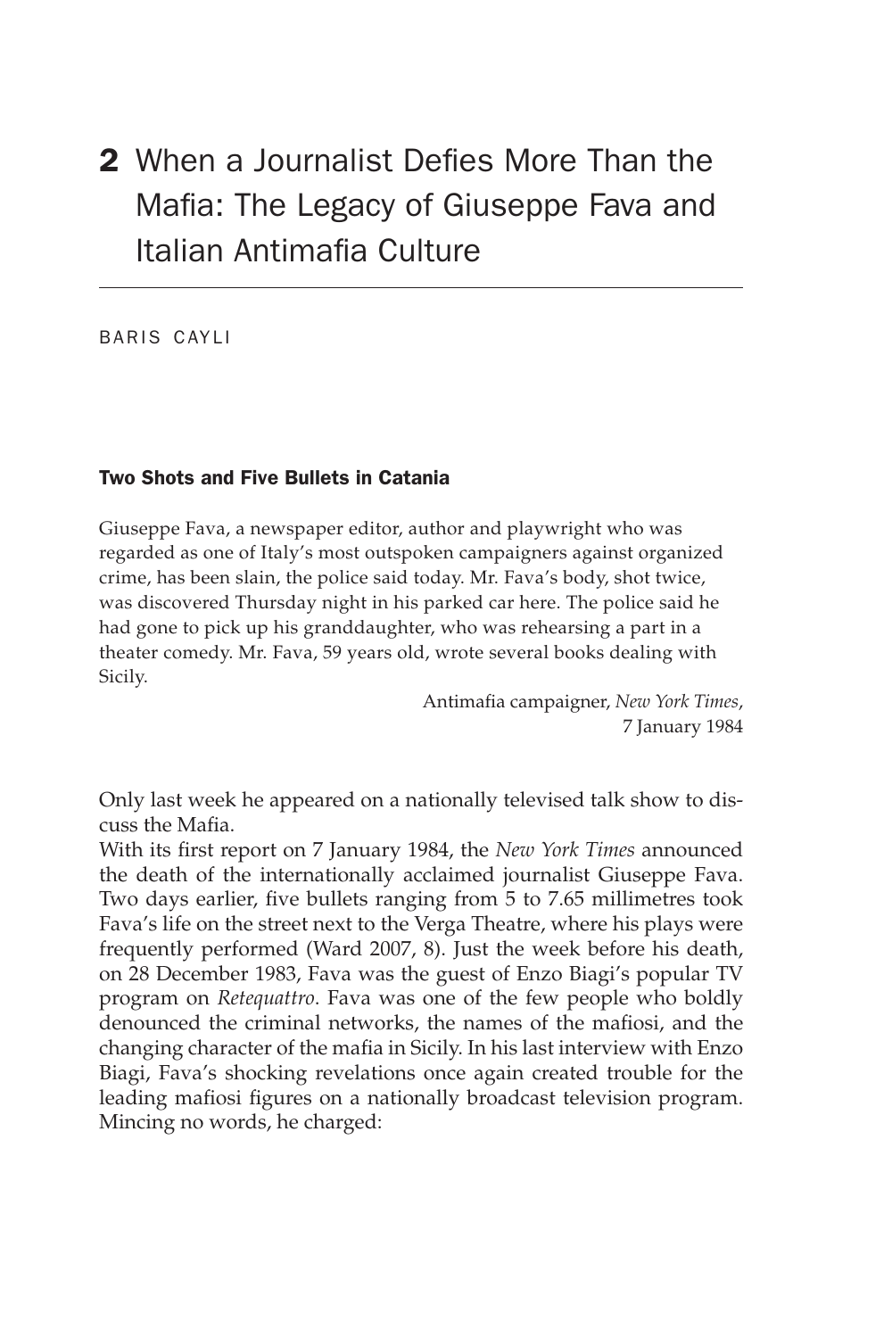# 2 When a Journalist Defies More Than the Mafia: The Legacy of Giuseppe Fava and Italian Antimafia Culture

BARIS CAYLI

### Two Shots and Five Bullets in Catania

> Giuseppe Fava, a newspaper editor, author and playwright who was regarded as one of Italy's most outspoken campaigners against organized crime, has been slain, the police said today. Mr. Fava's body, shot twice, was discovered Thursday night in his parked car here. The police said he had gone to pick up his granddaughter, who was rehearsing a part in a theater comedy. Mr. Fava, 59 years old, wrote several books dealing with Sicily.
>
> Antimafia campaigner, *New York Times*, 7 January 1984

Only last week he appeared on a nationally televised talk show to discuss the Mafia.

With its first report on 7 January 1984, the *New York Times* announced the death of the internationally acclaimed journalist Giuseppe Fava. Two days earlier, five bullets ranging from 5 to 7.65 millimetres took Fava's life on the street next to the Verga Theatre, where his plays were frequently performed (Ward 2007, 8). Just the week before his death, on 28 December 1983, Fava was the guest of Enzo Biagi's popular TV program on *Retequattro*. Fava was one of the few people who boldly denounced the criminal networks, the names of the mafiosi, and the changing character of the mafia in Sicily. In his last interview with Enzo Biagi, Fava's shocking revelations once again created trouble for the leading mafiosi figures on a nationally broadcast television program. Mincing no words, he charged: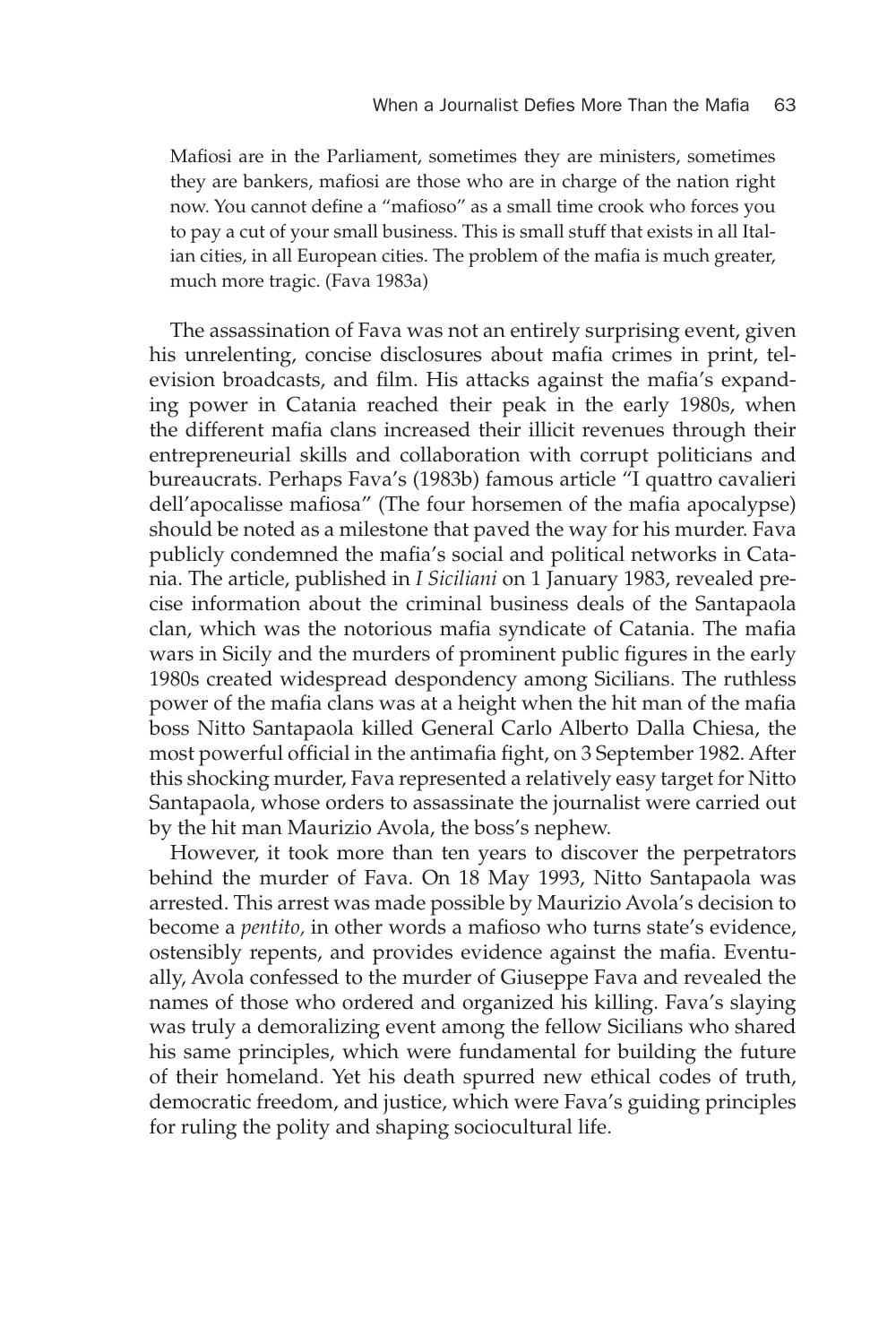> Mafiosi are in the Parliament, sometimes they are ministers, sometimes they are bankers, mafiosi are those who are in charge of the nation right now. You cannot define a "mafioso" as a small time crook who forces you to pay a cut of your small business. This is small stuff that exists in all Italian cities, in all European cities. The problem of the mafia is much greater, much more tragic. (Fava 1983a)

The assassination of Fava was not an entirely surprising event, given his unrelenting, concise disclosures about mafia crimes in print, television broadcasts, and film. His attacks against the mafia's expanding power in Catania reached their peak in the early 1980s, when the different mafia clans increased their illicit revenues through their entrepreneurial skills and collaboration with corrupt politicians and bureaucrats. Perhaps Fava's (1983b) famous article "I quattro cavalieri dell'apocalisse mafiosa" (The four horsemen of the mafia apocalypse) should be noted as a milestone that paved the way for his murder. Fava publicly condemned the mafia's social and political networks in Catania. The article, published in *I Siciliani* on 1 January 1983, revealed precise information about the criminal business deals of the Santapaola clan, which was the notorious mafia syndicate of Catania. The mafia wars in Sicily and the murders of prominent public figures in the early 1980s created widespread despondency among Sicilians. The ruthless power of the mafia clans was at a height when the hit man of the mafia boss Nitto Santapaola killed General Carlo Alberto Dalla Chiesa, the most powerful official in the antimafia fight, on 3 September 1982. After this shocking murder, Fava represented a relatively easy target for Nitto Santapaola, whose orders to assassinate the journalist were carried out by the hit man Maurizio Avola, the boss's nephew.

However, it took more than ten years to discover the perpetrators behind the murder of Fava. On 18 May 1993, Nitto Santapaola was arrested. This arrest was made possible by Maurizio Avola's decision to become a *pentito,* in other words a mafioso who turns state's evidence, ostensibly repents, and provides evidence against the mafia. Eventually, Avola confessed to the murder of Giuseppe Fava and revealed the names of those who ordered and organized his killing. Fava's slaying was truly a demoralizing event among the fellow Sicilians who shared his same principles, which were fundamental for building the future of their homeland. Yet his death spurred new ethical codes of truth, democratic freedom, and justice, which were Fava's guiding principles for ruling the polity and shaping sociocultural life.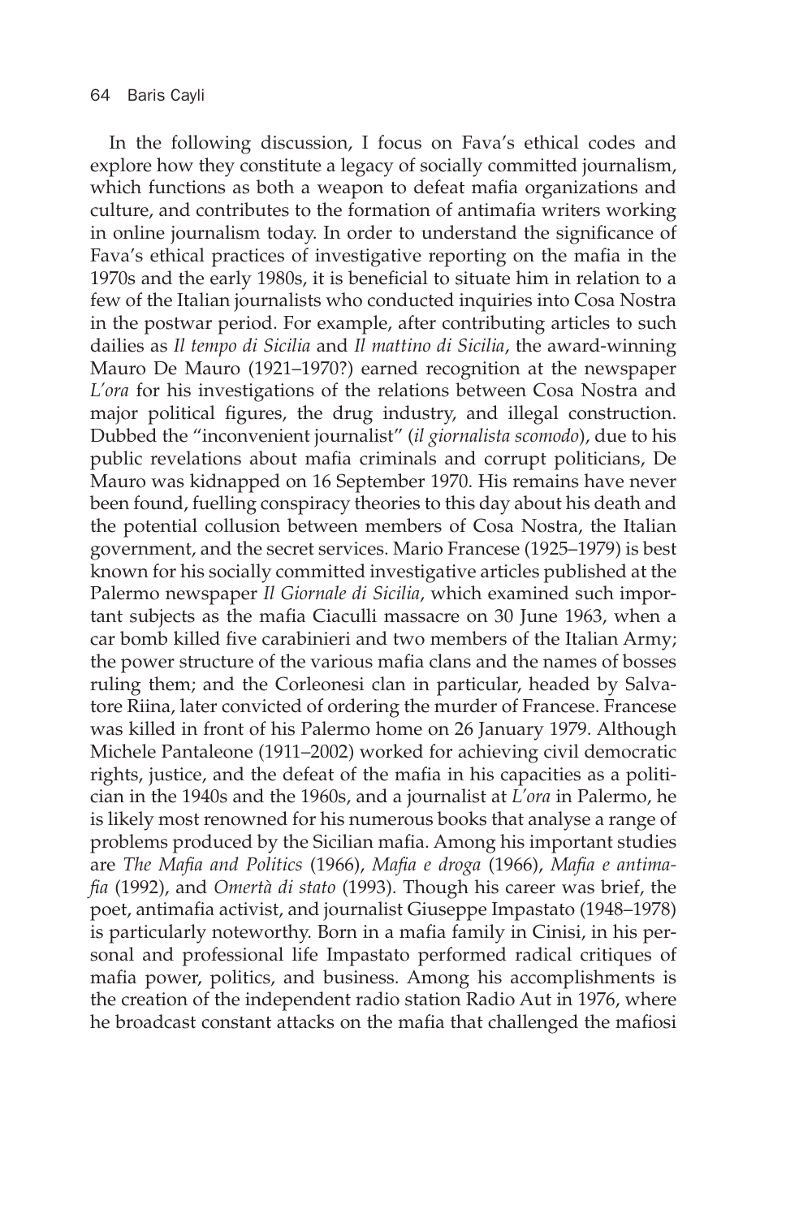In the following discussion, I focus on Fava's ethical codes and explore how they constitute a legacy of socially committed journalism, which functions as both a weapon to defeat mafia organizations and culture, and contributes to the formation of antimafia writers working in online journalism today. In order to understand the significance of Fava's ethical practices of investigative reporting on the mafia in the 1970s and the early 1980s, it is beneficial to situate him in relation to a few of the Italian journalists who conducted inquiries into Cosa Nostra in the postwar period. For example, after contributing articles to such dailies as *Il tempo di Sicilia* and *Il mattino di Sicilia*, the award-winning Mauro De Mauro (1921–1970?) earned recognition at the newspaper *L'ora* for his investigations of the relations between Cosa Nostra and major political figures, the drug industry, and illegal construction. Dubbed the "inconvenient journalist" (*il giornalista scomodo*), due to his public revelations about mafia criminals and corrupt politicians, De Mauro was kidnapped on 16 September 1970. His remains have never been found, fuelling conspiracy theories to this day about his death and the potential collusion between members of Cosa Nostra, the Italian government, and the secret services. Mario Francese (1925–1979) is best known for his socially committed investigative articles published at the Palermo newspaper *Il Giornale di Sicilia*, which examined such important subjects as the mafia Ciaculli massacre on 30 June 1963, when a car bomb killed five carabinieri and two members of the Italian Army; the power structure of the various mafia clans and the names of bosses ruling them; and the Corleonesi clan in particular, headed by Salvatore Riina, later convicted of ordering the murder of Francese. Francese was killed in front of his Palermo home on 26 January 1979. Although Michele Pantaleone (1911–2002) worked for achieving civil democratic rights, justice, and the defeat of the mafia in his capacities as a politician in the 1940s and the 1960s, and a journalist at *L'ora* in Palermo, he is likely most renowned for his numerous books that analyse a range of problems produced by the Sicilian mafia. Among his important studies are *The Mafia and Politics* (1966), *Mafia e droga* (1966), *Mafia e antimafia* (1992), and *Omertà di stato* (1993). Though his career was brief, the poet, antimafia activist, and journalist Giuseppe Impastato (1948–1978) is particularly noteworthy. Born in a mafia family in Cinisi, in his personal and professional life Impastato performed radical critiques of mafia power, politics, and business. Among his accomplishments is the creation of the independent radio station Radio Aut in 1976, where he broadcast constant attacks on the mafia that challenged the mafiosi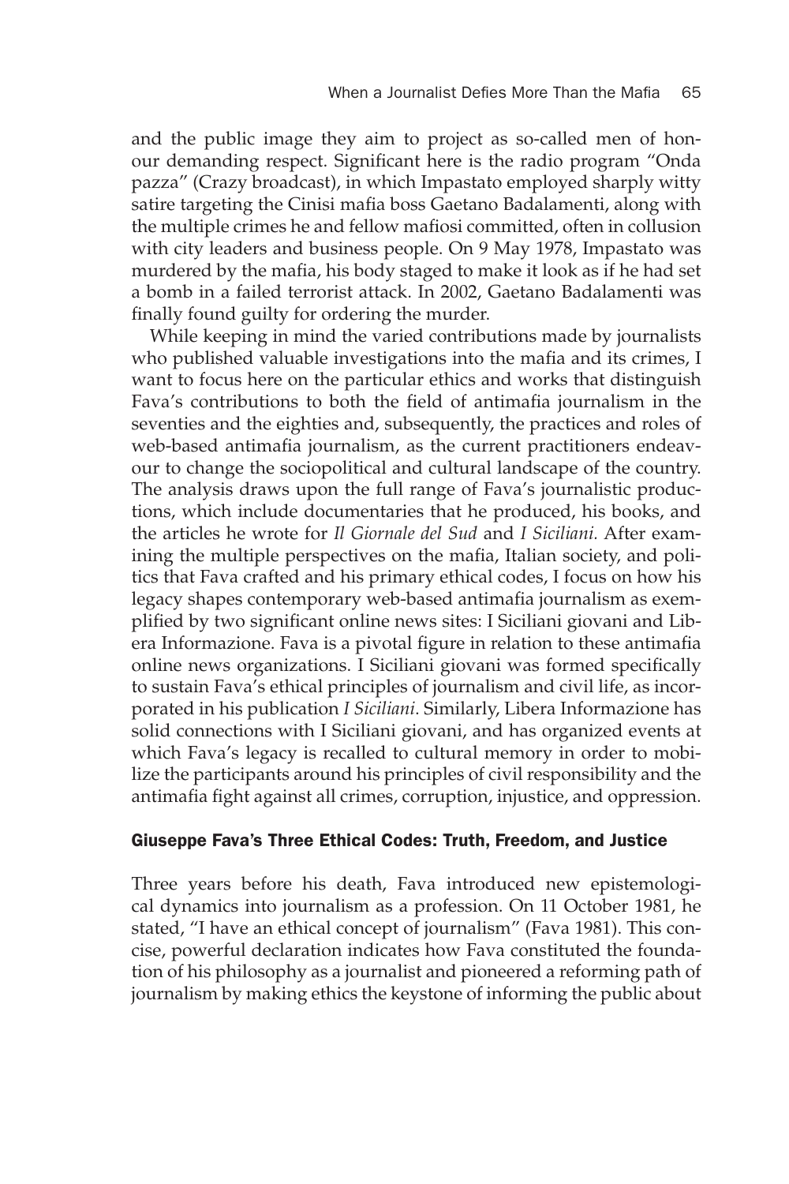and the public image they aim to project as so-called men of honour demanding respect. Significant here is the radio program "Onda pazza" (Crazy broadcast), in which Impastato employed sharply witty satire targeting the Cinisi mafia boss Gaetano Badalamenti, along with the multiple crimes he and fellow mafiosi committed, often in collusion with city leaders and business people. On 9 May 1978, Impastato was murdered by the mafia, his body staged to make it look as if he had set a bomb in a failed terrorist attack. In 2002, Gaetano Badalamenti was finally found guilty for ordering the murder.

While keeping in mind the varied contributions made by journalists who published valuable investigations into the mafia and its crimes, I want to focus here on the particular ethics and works that distinguish Fava's contributions to both the field of antimafia journalism in the seventies and the eighties and, subsequently, the practices and roles of web-based antimafia journalism, as the current practitioners endeavour to change the sociopolitical and cultural landscape of the country. The analysis draws upon the full range of Fava's journalistic productions, which include documentaries that he produced, his books, and the articles he wrote for *Il Giornale del Sud* and *I Siciliani*. After examining the multiple perspectives on the mafia, Italian society, and politics that Fava crafted and his primary ethical codes, I focus on how his legacy shapes contemporary web-based antimafia journalism as exemplified by two significant online news sites: I Siciliani giovani and Libera Informazione. Fava is a pivotal figure in relation to these antimafia online news organizations. I Siciliani giovani was formed specifically to sustain Fava's ethical principles of journalism and civil life, as incorporated in his publication *I Siciliani*. Similarly, Libera Informazione has solid connections with I Siciliani giovani, and has organized events at which Fava's legacy is recalled to cultural memory in order to mobilize the participants around his principles of civil responsibility and the antimafia fight against all crimes, corruption, injustice, and oppression.

## Giuseppe Fava's Three Ethical Codes: Truth, Freedom, and Justice

Three years before his death, Fava introduced new epistemological dynamics into journalism as a profession. On 11 October 1981, he stated, "I have an ethical concept of journalism" (Fava 1981). This concise, powerful declaration indicates how Fava constituted the foundation of his philosophy as a journalist and pioneered a reforming path of journalism by making ethics the keystone of informing the public about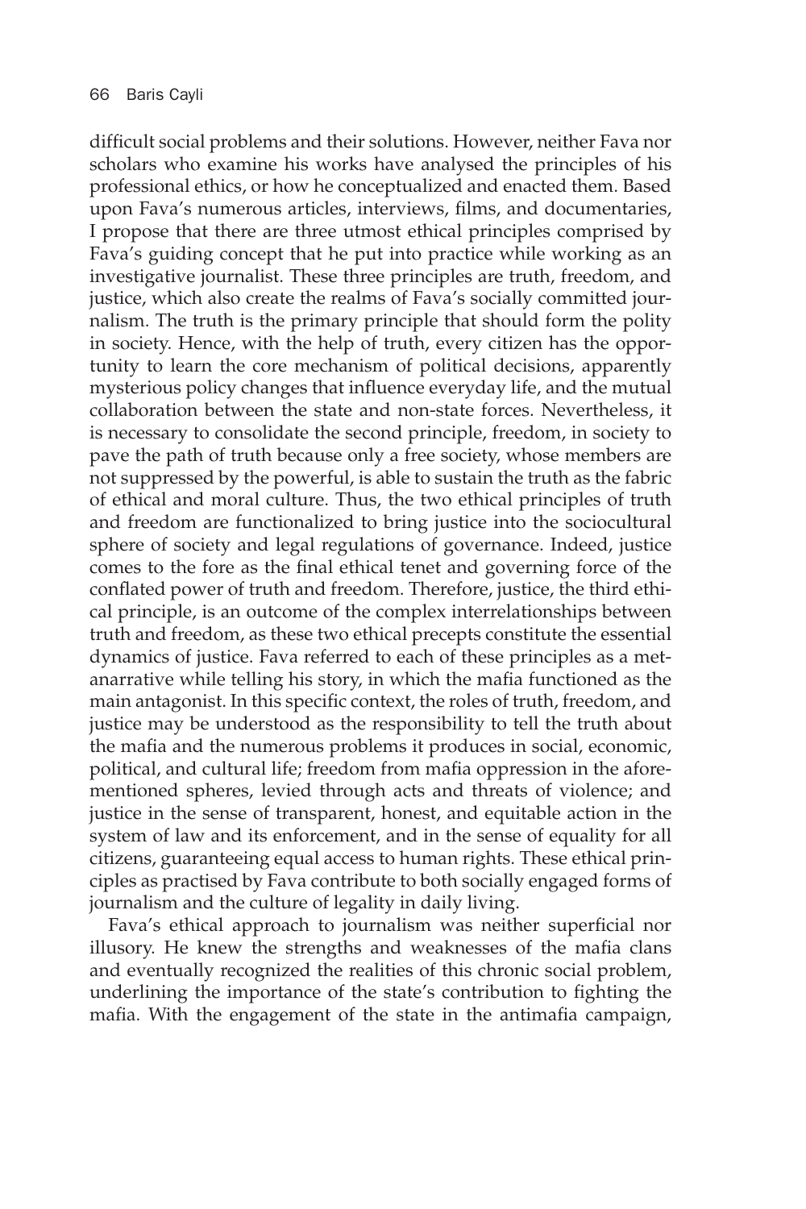difficult social problems and their solutions. However, neither Fava nor scholars who examine his works have analysed the principles of his professional ethics, or how he conceptualized and enacted them. Based upon Fava's numerous articles, interviews, films, and documentaries, I propose that there are three utmost ethical principles comprised by Fava's guiding concept that he put into practice while working as an investigative journalist. These three principles are truth, freedom, and justice, which also create the realms of Fava's socially committed journalism. The truth is the primary principle that should form the polity in society. Hence, with the help of truth, every citizen has the opportunity to learn the core mechanism of political decisions, apparently mysterious policy changes that influence everyday life, and the mutual collaboration between the state and non-state forces. Nevertheless, it is necessary to consolidate the second principle, freedom, in society to pave the path of truth because only a free society, whose members are not suppressed by the powerful, is able to sustain the truth as the fabric of ethical and moral culture. Thus, the two ethical principles of truth and freedom are functionalized to bring justice into the sociocultural sphere of society and legal regulations of governance. Indeed, justice comes to the fore as the final ethical tenet and governing force of the conflated power of truth and freedom. Therefore, justice, the third ethical principle, is an outcome of the complex interrelationships between truth and freedom, as these two ethical precepts constitute the essential dynamics of justice. Fava referred to each of these principles as a metanarrative while telling his story, in which the mafia functioned as the main antagonist. In this specific context, the roles of truth, freedom, and justice may be understood as the responsibility to tell the truth about the mafia and the numerous problems it produces in social, economic, political, and cultural life; freedom from mafia oppression in the aforementioned spheres, levied through acts and threats of violence; and justice in the sense of transparent, honest, and equitable action in the system of law and its enforcement, and in the sense of equality for all citizens, guaranteeing equal access to human rights. These ethical principles as practised by Fava contribute to both socially engaged forms of journalism and the culture of legality in daily living.

Fava's ethical approach to journalism was neither superficial nor illusory. He knew the strengths and weaknesses of the mafia clans and eventually recognized the realities of this chronic social problem, underlining the importance of the state's contribution to fighting the mafia. With the engagement of the state in the antimafia campaign,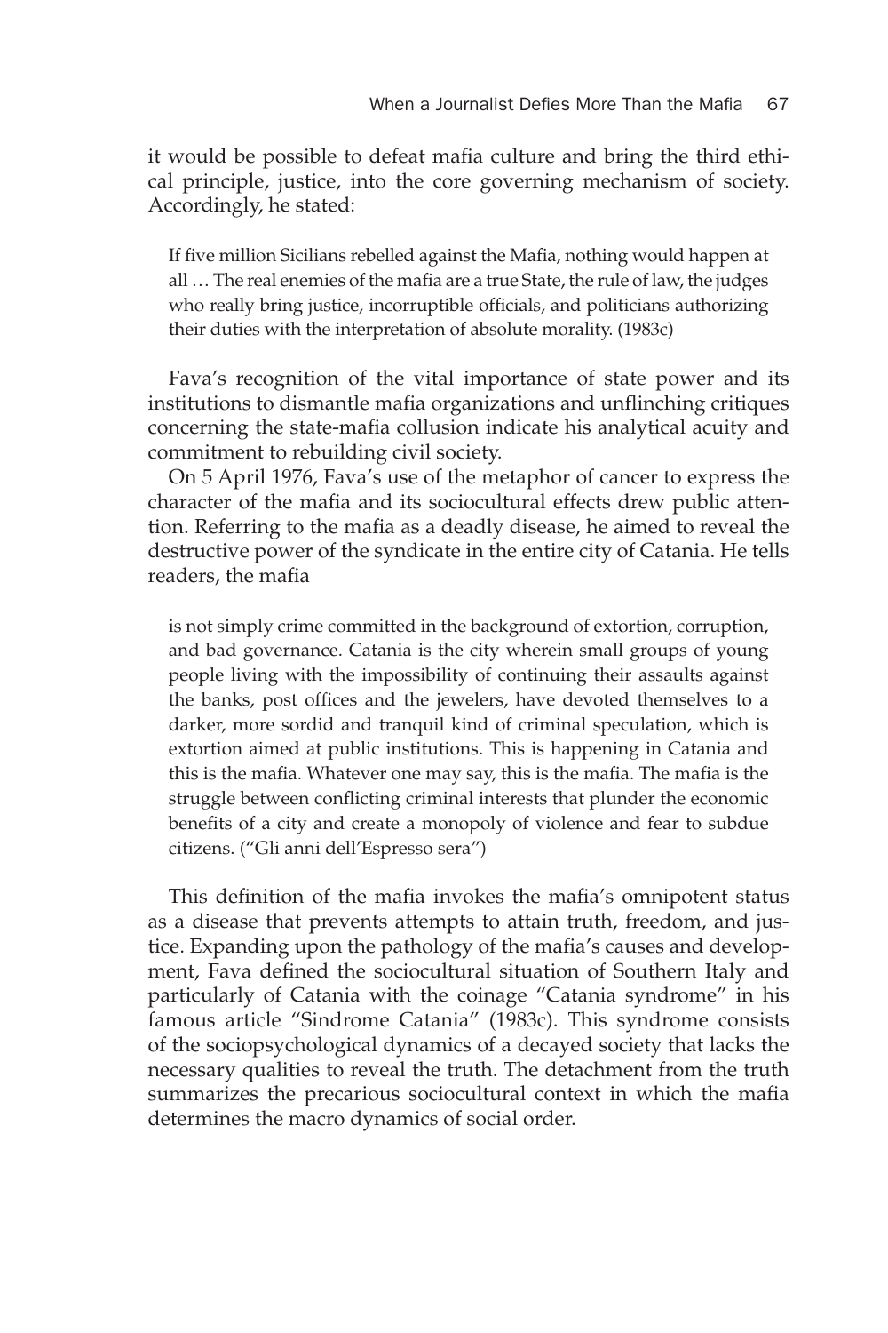it would be possible to defeat mafia culture and bring the third ethical principle, justice, into the core governing mechanism of society. Accordingly, he stated:

> If five million Sicilians rebelled against the Mafia, nothing would happen at all … The real enemies of the mafia are a true State, the rule of law, the judges who really bring justice, incorruptible officials, and politicians authorizing their duties with the interpretation of absolute morality. (1983c)

Fava's recognition of the vital importance of state power and its institutions to dismantle mafia organizations and unflinching critiques concerning the state-mafia collusion indicate his analytical acuity and commitment to rebuilding civil society.

On 5 April 1976, Fava's use of the metaphor of cancer to express the character of the mafia and its sociocultural effects drew public attention. Referring to the mafia as a deadly disease, he aimed to reveal the destructive power of the syndicate in the entire city of Catania. He tells readers, the mafia

> is not simply crime committed in the background of extortion, corruption, and bad governance. Catania is the city wherein small groups of young people living with the impossibility of continuing their assaults against the banks, post offices and the jewelers, have devoted themselves to a darker, more sordid and tranquil kind of criminal speculation, which is extortion aimed at public institutions. This is happening in Catania and this is the mafia. Whatever one may say, this is the mafia. The mafia is the struggle between conflicting criminal interests that plunder the economic benefits of a city and create a monopoly of violence and fear to subdue citizens. ("Gli anni dell'Espresso sera")

This definition of the mafia invokes the mafia's omnipotent status as a disease that prevents attempts to attain truth, freedom, and justice. Expanding upon the pathology of the mafia's causes and development, Fava defined the sociocultural situation of Southern Italy and particularly of Catania with the coinage "Catania syndrome" in his famous article "Sindrome Catania" (1983c). This syndrome consists of the sociopsychological dynamics of a decayed society that lacks the necessary qualities to reveal the truth. The detachment from the truth summarizes the precarious sociocultural context in which the mafia determines the macro dynamics of social order.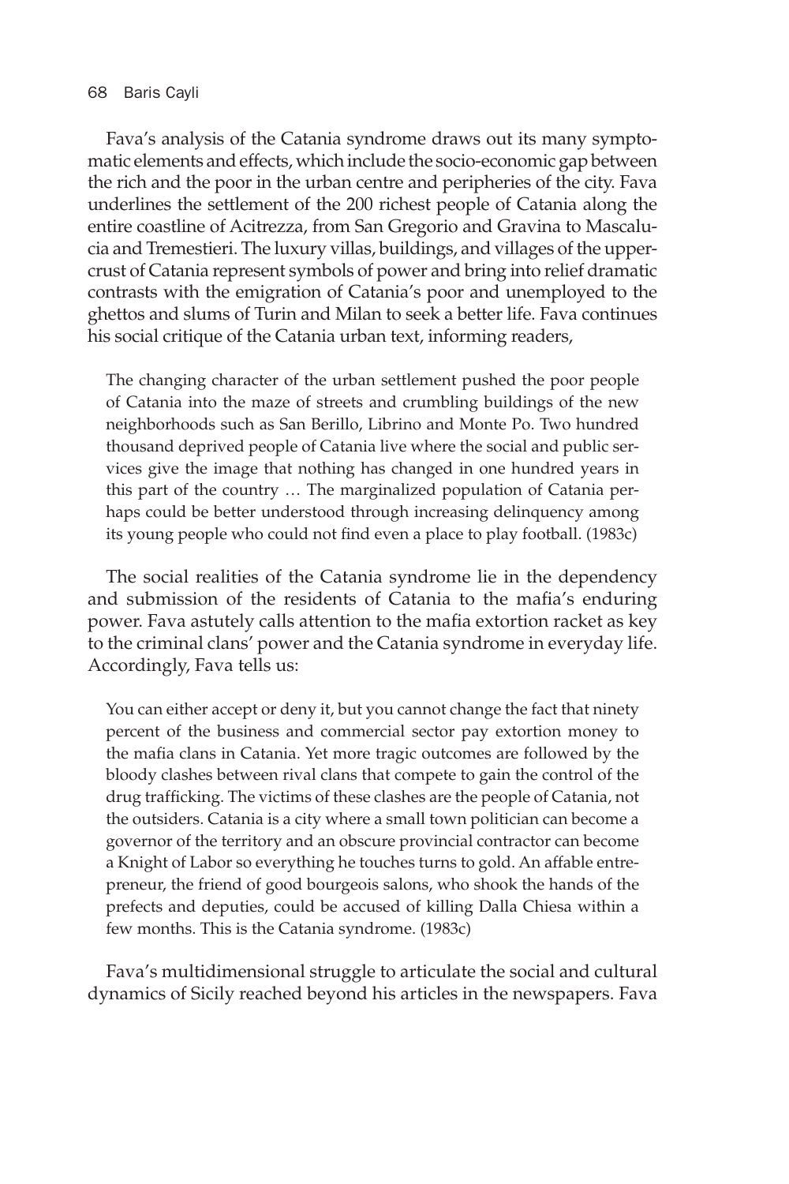Fava's analysis of the Catania syndrome draws out its many symptomatic elements and effects, which include the socio-economic gap between the rich and the poor in the urban centre and peripheries of the city. Fava underlines the settlement of the 200 richest people of Catania along the entire coastline of Acitrezza, from San Gregorio and Gravina to Mascalucia and Tremestieri. The luxury villas, buildings, and villages of the upper-crust of Catania represent symbols of power and bring into relief dramatic contrasts with the emigration of Catania's poor and unemployed to the ghettos and slums of Turin and Milan to seek a better life. Fava continues his social critique of the Catania urban text, informing readers,

> The changing character of the urban settlement pushed the poor people of Catania into the maze of streets and crumbling buildings of the new neighborhoods such as San Berillo, Librino and Monte Po. Two hundred thousand deprived people of Catania live where the social and public services give the image that nothing has changed in one hundred years in this part of the country … The marginalized population of Catania perhaps could be better understood through increasing delinquency among its young people who could not find even a place to play football. (1983c)

The social realities of the Catania syndrome lie in the dependency and submission of the residents of Catania to the mafia's enduring power. Fava astutely calls attention to the mafia extortion racket as key to the criminal clans' power and the Catania syndrome in everyday life. Accordingly, Fava tells us:

> You can either accept or deny it, but you cannot change the fact that ninety percent of the business and commercial sector pay extortion money to the mafia clans in Catania. Yet more tragic outcomes are followed by the bloody clashes between rival clans that compete to gain the control of the drug trafficking. The victims of these clashes are the people of Catania, not the outsiders. Catania is a city where a small town politician can become a governor of the territory and an obscure provincial contractor can become a Knight of Labor so everything he touches turns to gold. An affable entrepreneur, the friend of good bourgeois salons, who shook the hands of the prefects and deputies, could be accused of killing Dalla Chiesa within a few months. This is the Catania syndrome. (1983c)

Fava's multidimensional struggle to articulate the social and cultural dynamics of Sicily reached beyond his articles in the newspapers. Fava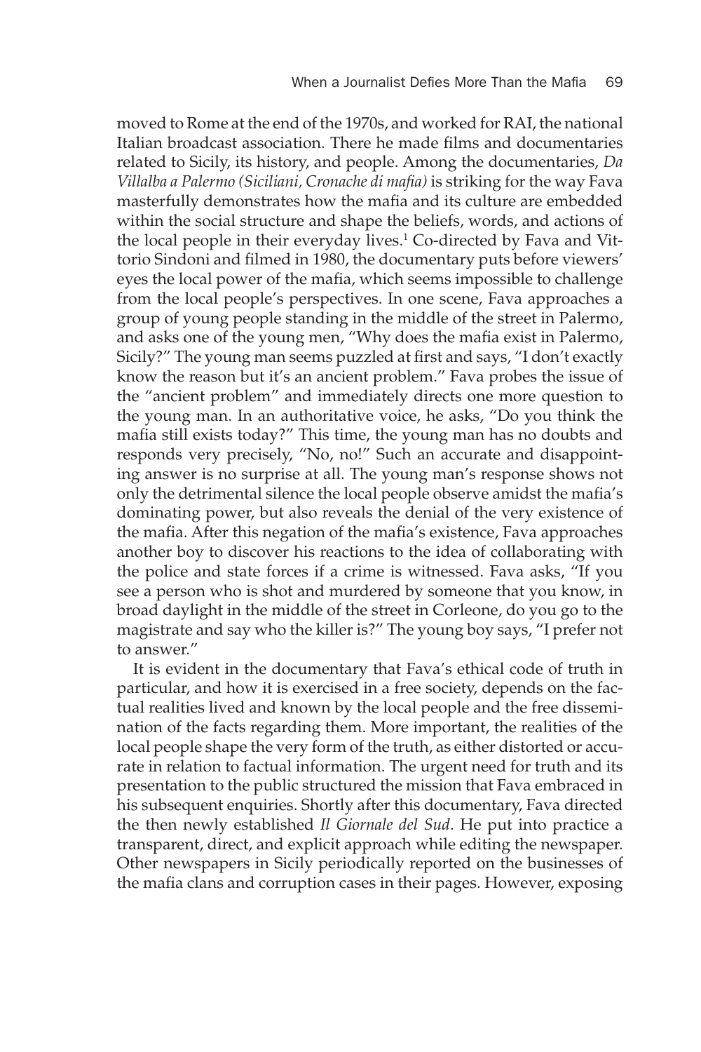moved to Rome at the end of the 1970s, and worked for RAI, the national Italian broadcast association. There he made films and documentaries related to Sicily, its history, and people. Among the documentaries, *Da Villalba a Palermo (Siciliani, Cronache di mafia)* is striking for the way Fava masterfully demonstrates how the mafia and its culture are embedded within the social structure and shape the beliefs, words, and actions of the local people in their everyday lives.[1] Co-directed by Fava and Vittorio Sindoni and filmed in 1980, the documentary puts before viewers' eyes the local power of the mafia, which seems impossible to challenge from the local people's perspectives. In one scene, Fava approaches a group of young people standing in the middle of the street in Palermo, and asks one of the young men, "Why does the mafia exist in Palermo, Sicily?" The young man seems puzzled at first and says, "I don't exactly know the reason but it's an ancient problem." Fava probes the issue of the "ancient problem" and immediately directs one more question to the young man. In an authoritative voice, he asks, "Do you think the mafia still exists today?" This time, the young man has no doubts and responds very precisely, "No, no!" Such an accurate and disappointing answer is no surprise at all. The young man's response shows not only the detrimental silence the local people observe amidst the mafia's dominating power, but also reveals the denial of the very existence of the mafia. After this negation of the mafia's existence, Fava approaches another boy to discover his reactions to the idea of collaborating with the police and state forces if a crime is witnessed. Fava asks, "If you see a person who is shot and murdered by someone that you know, in broad daylight in the middle of the street in Corleone, do you go to the magistrate and say who the killer is?" The young boy says, "I prefer not to answer."

It is evident in the documentary that Fava's ethical code of truth in particular, and how it is exercised in a free society, depends on the factual realities lived and known by the local people and the free dissemination of the facts regarding them. More important, the realities of the local people shape the very form of the truth, as either distorted or accurate in relation to factual information. The urgent need for truth and its presentation to the public structured the mission that Fava embraced in his subsequent enquiries. Shortly after this documentary, Fava directed the then newly established *Il Giornale del Sud*. He put into practice a transparent, direct, and explicit approach while editing the newspaper. Other newspapers in Sicily periodically reported on the businesses of the mafia clans and corruption cases in their pages. However, exposing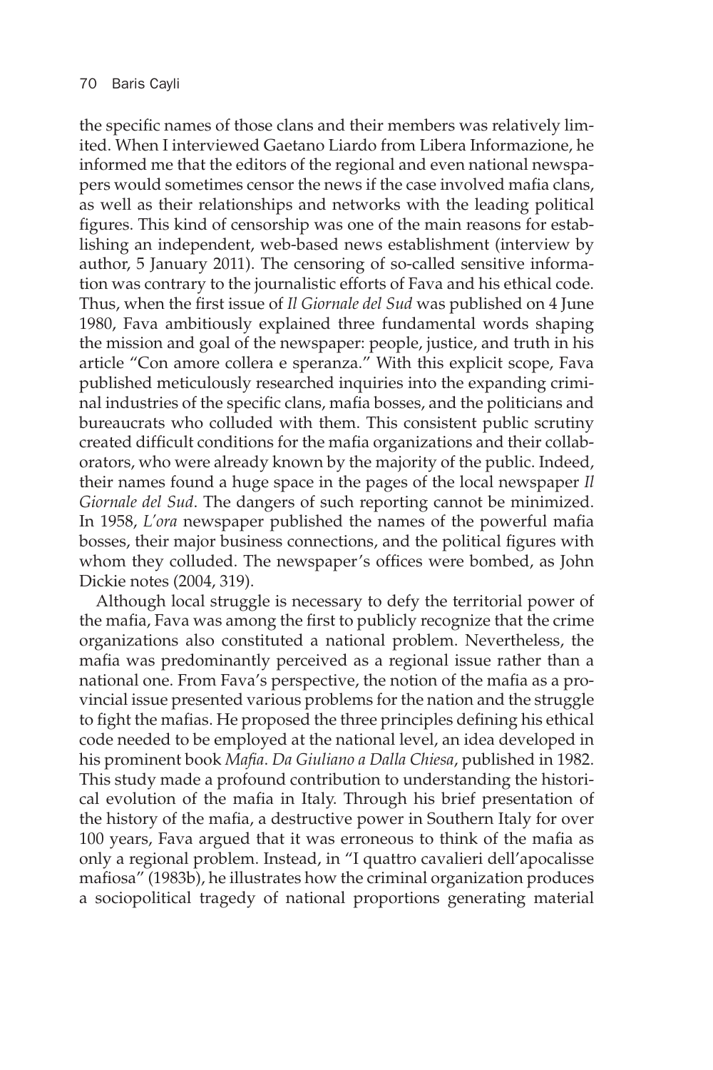the specific names of those clans and their members was relatively limited. When I interviewed Gaetano Liardo from Libera Informazione, he informed me that the editors of the regional and even national newspapers would sometimes censor the news if the case involved mafia clans, as well as their relationships and networks with the leading political figures. This kind of censorship was one of the main reasons for establishing an independent, web-based news establishment (interview by author, 5 January 2011). The censoring of so-called sensitive information was contrary to the journalistic efforts of Fava and his ethical code. Thus, when the first issue of *Il Giornale del Sud* was published on 4 June 1980, Fava ambitiously explained three fundamental words shaping the mission and goal of the newspaper: people, justice, and truth in his article "Con amore collera e speranza." With this explicit scope, Fava published meticulously researched inquiries into the expanding criminal industries of the specific clans, mafia bosses, and the politicians and bureaucrats who colluded with them. This consistent public scrutiny created difficult conditions for the mafia organizations and their collaborators, who were already known by the majority of the public. Indeed, their names found a huge space in the pages of the local newspaper *Il Giornale del Sud*. The dangers of such reporting cannot be minimized. In 1958, *L'ora* newspaper published the names of the powerful mafia bosses, their major business connections, and the political figures with whom they colluded. The newspaper's offices were bombed, as John Dickie notes (2004, 319).

Although local struggle is necessary to defy the territorial power of the mafia, Fava was among the first to publicly recognize that the crime organizations also constituted a national problem. Nevertheless, the mafia was predominantly perceived as a regional issue rather than a national one. From Fava's perspective, the notion of the mafia as a provincial issue presented various problems for the nation and the struggle to fight the mafias. He proposed the three principles defining his ethical code needed to be employed at the national level, an idea developed in his prominent book *Mafia. Da Giuliano a Dalla Chiesa*, published in 1982. This study made a profound contribution to understanding the historical evolution of the mafia in Italy. Through his brief presentation of the history of the mafia, a destructive power in Southern Italy for over 100 years, Fava argued that it was erroneous to think of the mafia as only a regional problem. Instead, in "I quattro cavalieri dell'apocalisse mafiosa" (1983b), he illustrates how the criminal organization produces a sociopolitical tragedy of national proportions generating material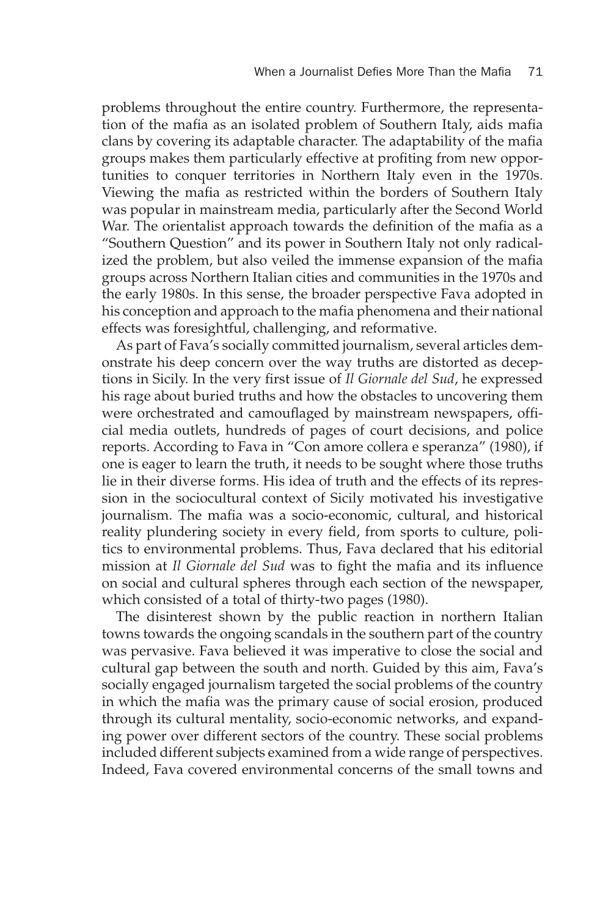problems throughout the entire country. Furthermore, the representation of the mafia as an isolated problem of Southern Italy, aids mafia clans by covering its adaptable character. The adaptability of the mafia groups makes them particularly effective at profiting from new opportunities to conquer territories in Northern Italy even in the 1970s. Viewing the mafia as restricted within the borders of Southern Italy was popular in mainstream media, particularly after the Second World War. The orientalist approach towards the definition of the mafia as a "Southern Question" and its power in Southern Italy not only radicalized the problem, but also veiled the immense expansion of the mafia groups across Northern Italian cities and communities in the 1970s and the early 1980s. In this sense, the broader perspective Fava adopted in his conception and approach to the mafia phenomena and their national effects was foresightful, challenging, and reformative.

As part of Fava's socially committed journalism, several articles demonstrate his deep concern over the way truths are distorted as deceptions in Sicily. In the very first issue of *Il Giornale del Sud*, he expressed his rage about buried truths and how the obstacles to uncovering them were orchestrated and camouflaged by mainstream newspapers, official media outlets, hundreds of pages of court decisions, and police reports. According to Fava in "Con amore collera e speranza" (1980), if one is eager to learn the truth, it needs to be sought where those truths lie in their diverse forms. His idea of truth and the effects of its repression in the sociocultural context of Sicily motivated his investigative journalism. The mafia was a socio-economic, cultural, and historical reality plundering society in every field, from sports to culture, politics to environmental problems. Thus, Fava declared that his editorial mission at *Il Giornale del Sud* was to fight the mafia and its influence on social and cultural spheres through each section of the newspaper, which consisted of a total of thirty-two pages (1980).

The disinterest shown by the public reaction in northern Italian towns towards the ongoing scandals in the southern part of the country was pervasive. Fava believed it was imperative to close the social and cultural gap between the south and north. Guided by this aim, Fava's socially engaged journalism targeted the social problems of the country in which the mafia was the primary cause of social erosion, produced through its cultural mentality, socio-economic networks, and expanding power over different sectors of the country. These social problems included different subjects examined from a wide range of perspectives. Indeed, Fava covered environmental concerns of the small towns and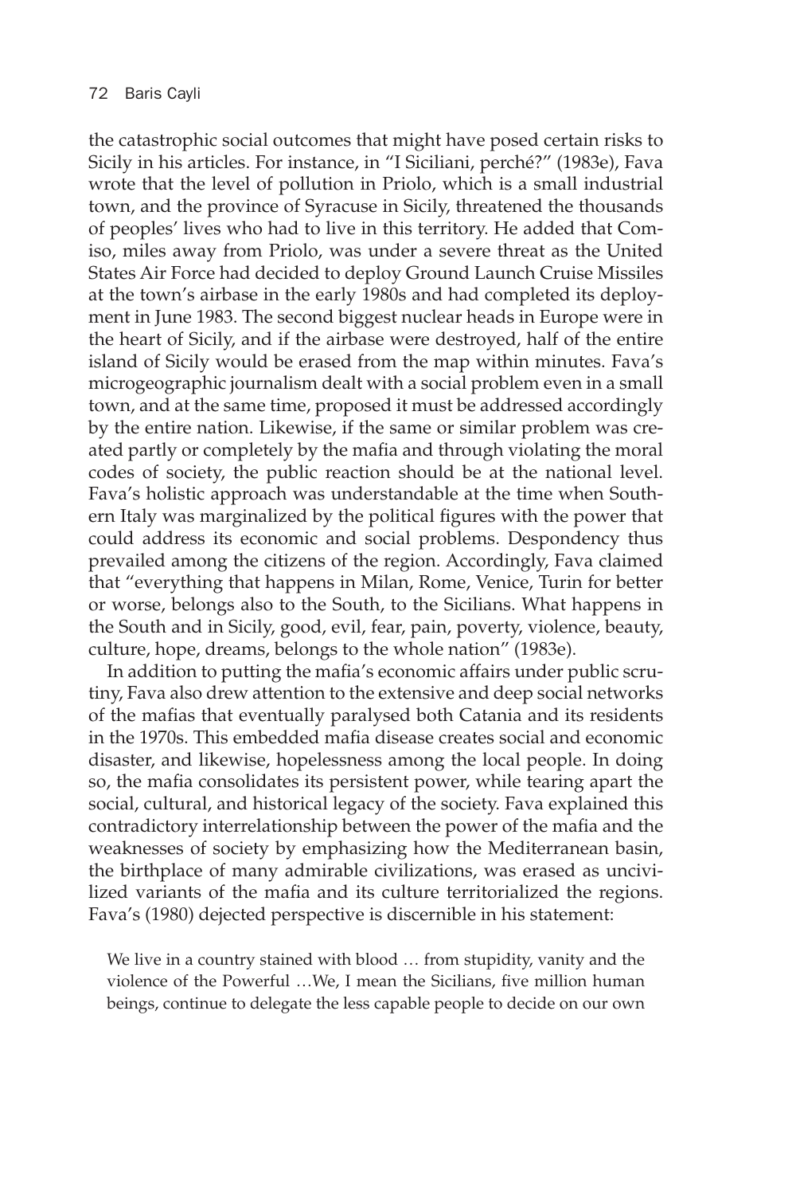the catastrophic social outcomes that might have posed certain risks to Sicily in his articles. For instance, in "I Siciliani, perché?" (1983e), Fava wrote that the level of pollution in Priolo, which is a small industrial town, and the province of Syracuse in Sicily, threatened the thousands of peoples' lives who had to live in this territory. He added that Comiso, miles away from Priolo, was under a severe threat as the United States Air Force had decided to deploy Ground Launch Cruise Missiles at the town's airbase in the early 1980s and had completed its deployment in June 1983. The second biggest nuclear heads in Europe were in the heart of Sicily, and if the airbase were destroyed, half of the entire island of Sicily would be erased from the map within minutes. Fava's microgeographic journalism dealt with a social problem even in a small town, and at the same time, proposed it must be addressed accordingly by the entire nation. Likewise, if the same or similar problem was created partly or completely by the mafia and through violating the moral codes of society, the public reaction should be at the national level. Fava's holistic approach was understandable at the time when Southern Italy was marginalized by the political figures with the power that could address its economic and social problems. Despondency thus prevailed among the citizens of the region. Accordingly, Fava claimed that "everything that happens in Milan, Rome, Venice, Turin for better or worse, belongs also to the South, to the Sicilians. What happens in the South and in Sicily, good, evil, fear, pain, poverty, violence, beauty, culture, hope, dreams, belongs to the whole nation" (1983e).

In addition to putting the mafia's economic affairs under public scrutiny, Fava also drew attention to the extensive and deep social networks of the mafias that eventually paralysed both Catania and its residents in the 1970s. This embedded mafia disease creates social and economic disaster, and likewise, hopelessness among the local people. In doing so, the mafia consolidates its persistent power, while tearing apart the social, cultural, and historical legacy of the society. Fava explained this contradictory interrelationship between the power of the mafia and the weaknesses of society by emphasizing how the Mediterranean basin, the birthplace of many admirable civilizations, was erased as uncivilized variants of the mafia and its culture territorialized the regions. Fava's (1980) dejected perspective is discernible in his statement:

> We live in a country stained with blood … from stupidity, vanity and the violence of the Powerful …We, I mean the Sicilians, five million human beings, continue to delegate the less capable people to decide on our own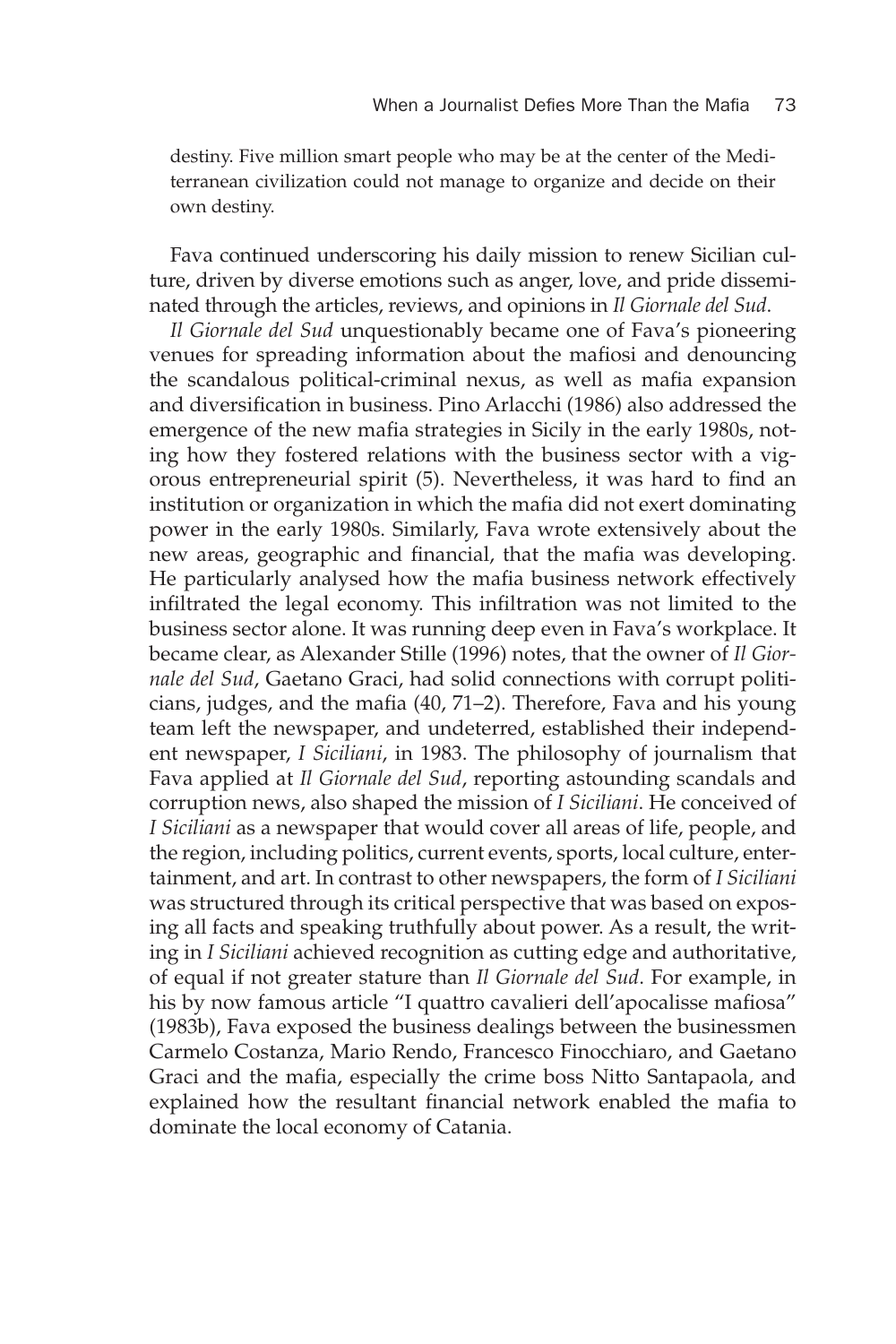destiny. Five million smart people who may be at the center of the Mediterranean civilization could not manage to organize and decide on their own destiny.

Fava continued underscoring his daily mission to renew Sicilian culture, driven by diverse emotions such as anger, love, and pride disseminated through the articles, reviews, and opinions in *Il Giornale del Sud*.

*Il Giornale del Sud* unquestionably became one of Fava's pioneering venues for spreading information about the mafiosi and denouncing the scandalous political-criminal nexus, as well as mafia expansion and diversification in business. Pino Arlacchi (1986) also addressed the emergence of the new mafia strategies in Sicily in the early 1980s, noting how they fostered relations with the business sector with a vigorous entrepreneurial spirit (5). Nevertheless, it was hard to find an institution or organization in which the mafia did not exert dominating power in the early 1980s. Similarly, Fava wrote extensively about the new areas, geographic and financial, that the mafia was developing. He particularly analysed how the mafia business network effectively infiltrated the legal economy. This infiltration was not limited to the business sector alone. It was running deep even in Fava's workplace. It became clear, as Alexander Stille (1996) notes, that the owner of *Il Giornale del Sud*, Gaetano Graci, had solid connections with corrupt politicians, judges, and the mafia (40, 71–2). Therefore, Fava and his young team left the newspaper, and undeterred, established their independent newspaper, *I Siciliani*, in 1983. The philosophy of journalism that Fava applied at *Il Giornale del Sud*, reporting astounding scandals and corruption news, also shaped the mission of *I Siciliani*. He conceived of *I Siciliani* as a newspaper that would cover all areas of life, people, and the region, including politics, current events, sports, local culture, entertainment, and art. In contrast to other newspapers, the form of *I Siciliani* was structured through its critical perspective that was based on exposing all facts and speaking truthfully about power. As a result, the writing in *I Siciliani* achieved recognition as cutting edge and authoritative, of equal if not greater stature than *Il Giornale del Sud*. For example, in his by now famous article "I quattro cavalieri dell'apocalisse mafiosa" (1983b), Fava exposed the business dealings between the businessmen Carmelo Costanza, Mario Rendo, Francesco Finocchiaro, and Gaetano Graci and the mafia, especially the crime boss Nitto Santapaola, and explained how the resultant financial network enabled the mafia to dominate the local economy of Catania.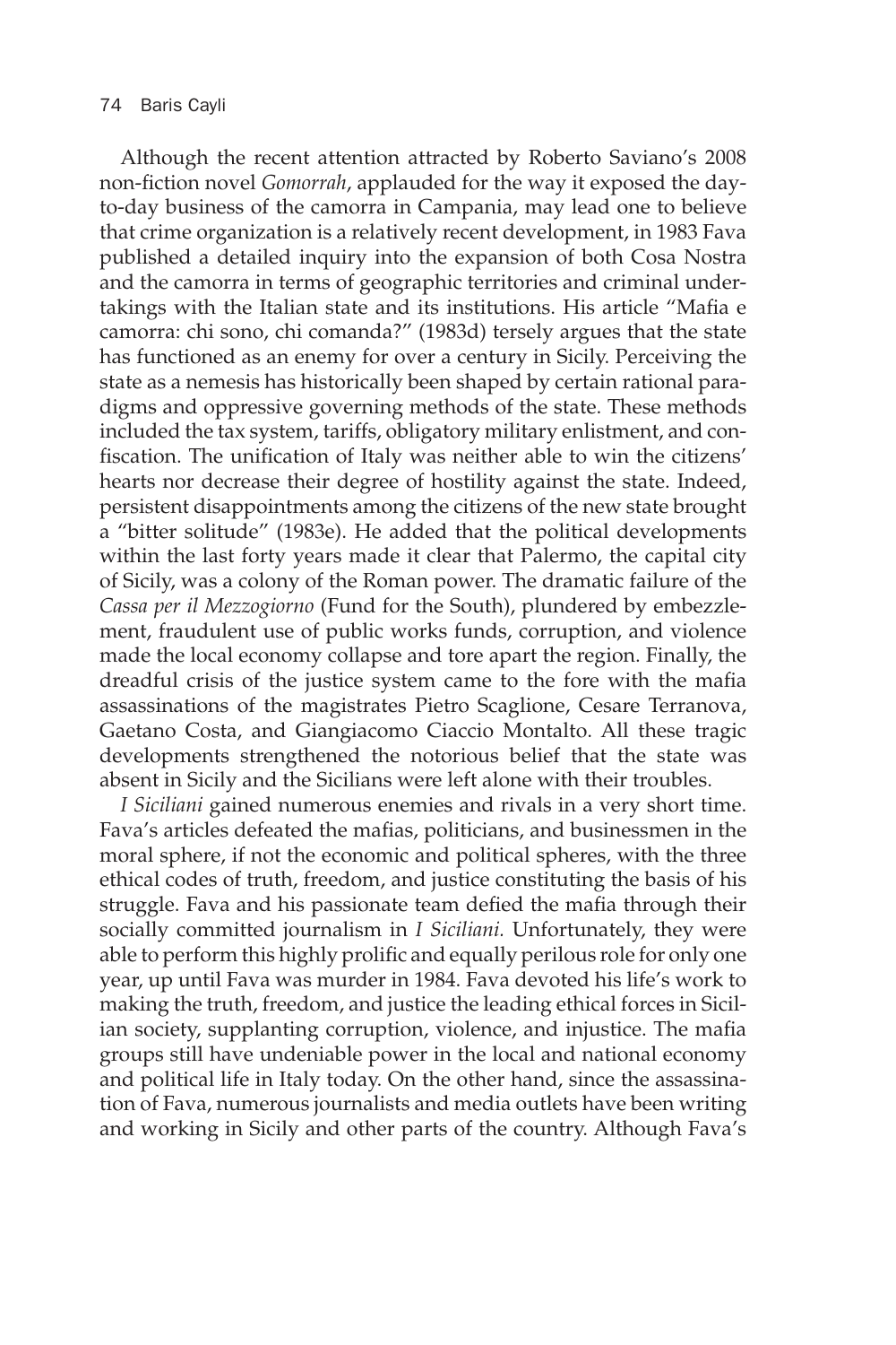Although the recent attention attracted by Roberto Saviano's 2008 non-fiction novel *Gomorrah*, applauded for the way it exposed the day-to-day business of the camorra in Campania, may lead one to believe that crime organization is a relatively recent development, in 1983 Fava published a detailed inquiry into the expansion of both Cosa Nostra and the camorra in terms of geographic territories and criminal undertakings with the Italian state and its institutions. His article "Mafia e camorra: chi sono, chi comanda?" (1983d) tersely argues that the state has functioned as an enemy for over a century in Sicily. Perceiving the state as a nemesis has historically been shaped by certain rational paradigms and oppressive governing methods of the state. These methods included the tax system, tariffs, obligatory military enlistment, and confiscation. The unification of Italy was neither able to win the citizens' hearts nor decrease their degree of hostility against the state. Indeed, persistent disappointments among the citizens of the new state brought a "bitter solitude" (1983e). He added that the political developments within the last forty years made it clear that Palermo, the capital city of Sicily, was a colony of the Roman power. The dramatic failure of the *Cassa per il Mezzogiorno* (Fund for the South), plundered by embezzlement, fraudulent use of public works funds, corruption, and violence made the local economy collapse and tore apart the region. Finally, the dreadful crisis of the justice system came to the fore with the mafia assassinations of the magistrates Pietro Scaglione, Cesare Terranova, Gaetano Costa, and Giangiacomo Ciaccio Montalto. All these tragic developments strengthened the notorious belief that the state was absent in Sicily and the Sicilians were left alone with their troubles.

*I Siciliani* gained numerous enemies and rivals in a very short time. Fava's articles defeated the mafias, politicians, and businessmen in the moral sphere, if not the economic and political spheres, with the three ethical codes of truth, freedom, and justice constituting the basis of his struggle. Fava and his passionate team defied the mafia through their socially committed journalism in *I Siciliani.* Unfortunately, they were able to perform this highly prolific and equally perilous role for only one year, up until Fava was murder in 1984. Fava devoted his life's work to making the truth, freedom, and justice the leading ethical forces in Sicilian society, supplanting corruption, violence, and injustice. The mafia groups still have undeniable power in the local and national economy and political life in Italy today. On the other hand, since the assassination of Fava, numerous journalists and media outlets have been writing and working in Sicily and other parts of the country. Although Fava's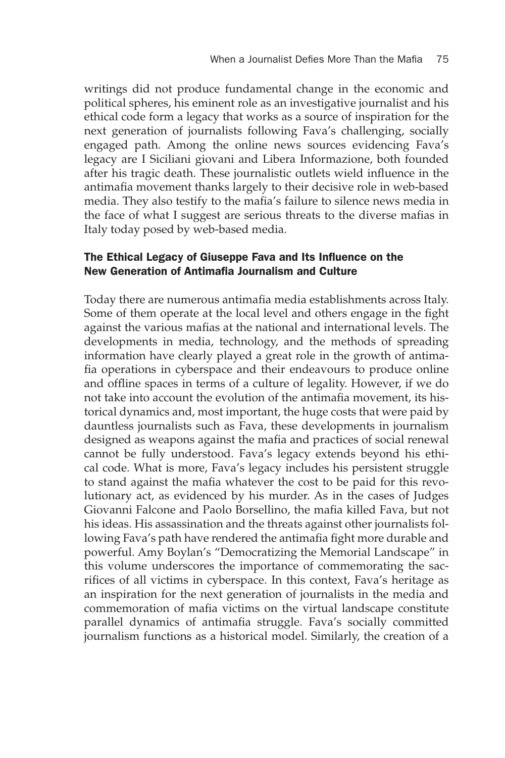writings did not produce fundamental change in the economic and political spheres, his eminent role as an investigative journalist and his ethical code form a legacy that works as a source of inspiration for the next generation of journalists following Fava's challenging, socially engaged path. Among the online news sources evidencing Fava's legacy are I Siciliani giovani and Libera Informazione, both founded after his tragic death. These journalistic outlets wield influence in the antimafia movement thanks largely to their decisive role in web-based media. They also testify to the mafia's failure to silence news media in the face of what I suggest are serious threats to the diverse mafias in Italy today posed by web-based media.

### The Ethical Legacy of Giuseppe Fava and Its Influence on the New Generation of Antimafia Journalism and Culture

Today there are numerous antimafia media establishments across Italy. Some of them operate at the local level and others engage in the fight against the various mafias at the national and international levels. The developments in media, technology, and the methods of spreading information have clearly played a great role in the growth of antimafia operations in cyberspace and their endeavours to produce online and offline spaces in terms of a culture of legality. However, if we do not take into account the evolution of the antimafia movement, its historical dynamics and, most important, the huge costs that were paid by dauntless journalists such as Fava, these developments in journalism designed as weapons against the mafia and practices of social renewal cannot be fully understood. Fava's legacy extends beyond his ethical code. What is more, Fava's legacy includes his persistent struggle to stand against the mafia whatever the cost to be paid for this revolutionary act, as evidenced by his murder. As in the cases of Judges Giovanni Falcone and Paolo Borsellino, the mafia killed Fava, but not his ideas. His assassination and the threats against other journalists following Fava's path have rendered the antimafia fight more durable and powerful. Amy Boylan's "Democratizing the Memorial Landscape" in this volume underscores the importance of commemorating the sacrifices of all victims in cyberspace. In this context, Fava's heritage as an inspiration for the next generation of journalists in the media and commemoration of mafia victims on the virtual landscape constitute parallel dynamics of antimafia struggle. Fava's socially committed journalism functions as a historical model. Similarly, the creation of a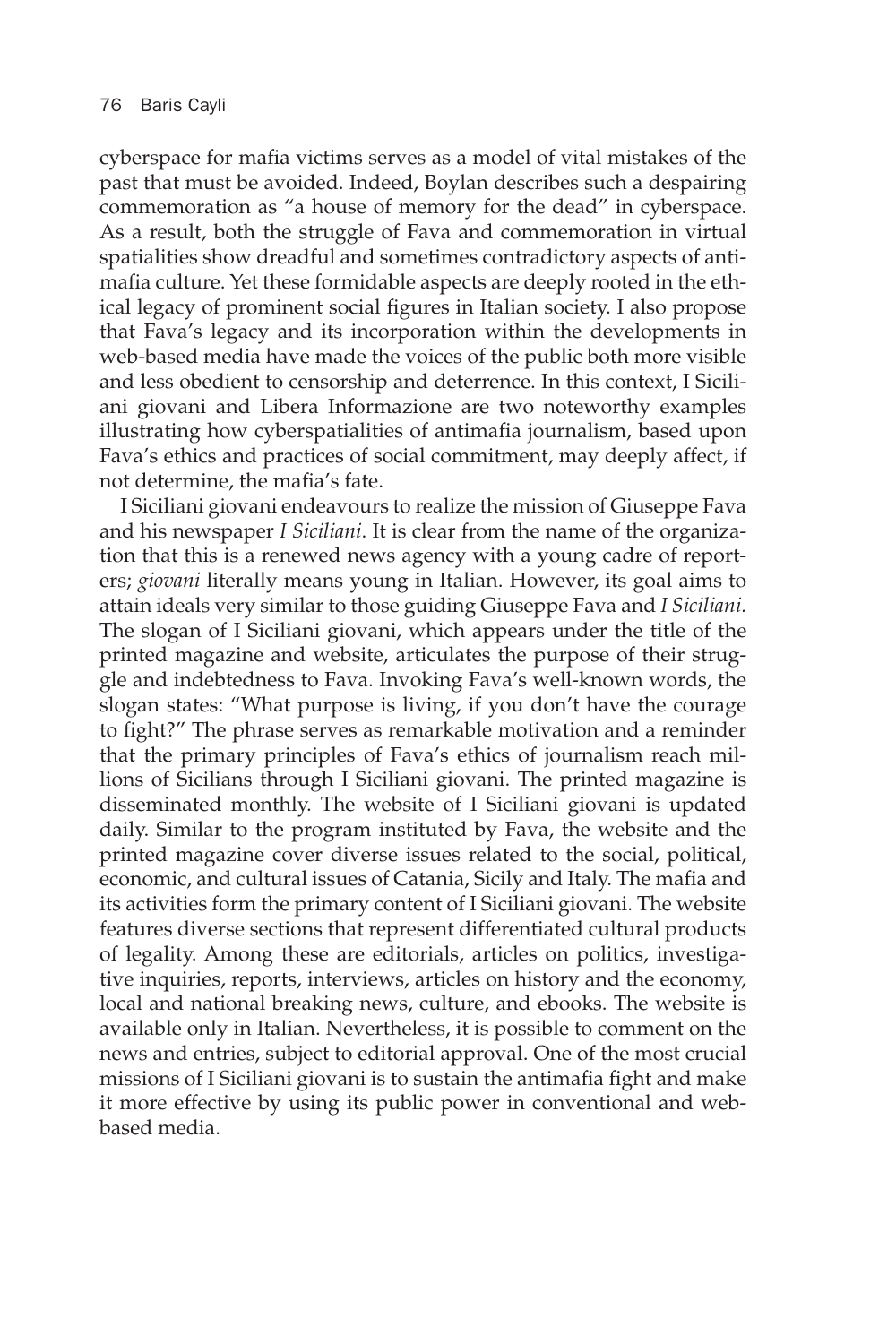cyberspace for mafia victims serves as a model of vital mistakes of the past that must be avoided. Indeed, Boylan describes such a despairing commemoration as "a house of memory for the dead" in cyberspace. As a result, both the struggle of Fava and commemoration in virtual spatialities show dreadful and sometimes contradictory aspects of antimafia culture. Yet these formidable aspects are deeply rooted in the ethical legacy of prominent social figures in Italian society. I also propose that Fava's legacy and its incorporation within the developments in web-based media have made the voices of the public both more visible and less obedient to censorship and deterrence. In this context, I Siciliani giovani and Libera Informazione are two noteworthy examples illustrating how cyberspatialities of antimafia journalism, based upon Fava's ethics and practices of social commitment, may deeply affect, if not determine, the mafia's fate.

I Siciliani giovani endeavours to realize the mission of Giuseppe Fava and his newspaper *I Siciliani*. It is clear from the name of the organization that this is a renewed news agency with a young cadre of reporters; *giovani* literally means young in Italian. However, its goal aims to attain ideals very similar to those guiding Giuseppe Fava and *I Siciliani.* The slogan of I Siciliani giovani, which appears under the title of the printed magazine and website, articulates the purpose of their struggle and indebtedness to Fava. Invoking Fava's well-known words, the slogan states: "What purpose is living, if you don't have the courage to fight?" The phrase serves as remarkable motivation and a reminder that the primary principles of Fava's ethics of journalism reach millions of Sicilians through I Siciliani giovani. The printed magazine is disseminated monthly. The website of I Siciliani giovani is updated daily. Similar to the program instituted by Fava, the website and the printed magazine cover diverse issues related to the social, political, economic, and cultural issues of Catania, Sicily and Italy. The mafia and its activities form the primary content of I Siciliani giovani. The website features diverse sections that represent differentiated cultural products of legality. Among these are editorials, articles on politics, investigative inquiries, reports, interviews, articles on history and the economy, local and national breaking news, culture, and ebooks. The website is available only in Italian. Nevertheless, it is possible to comment on the news and entries, subject to editorial approval. One of the most crucial missions of I Siciliani giovani is to sustain the antimafia fight and make it more effective by using its public power in conventional and web-based media.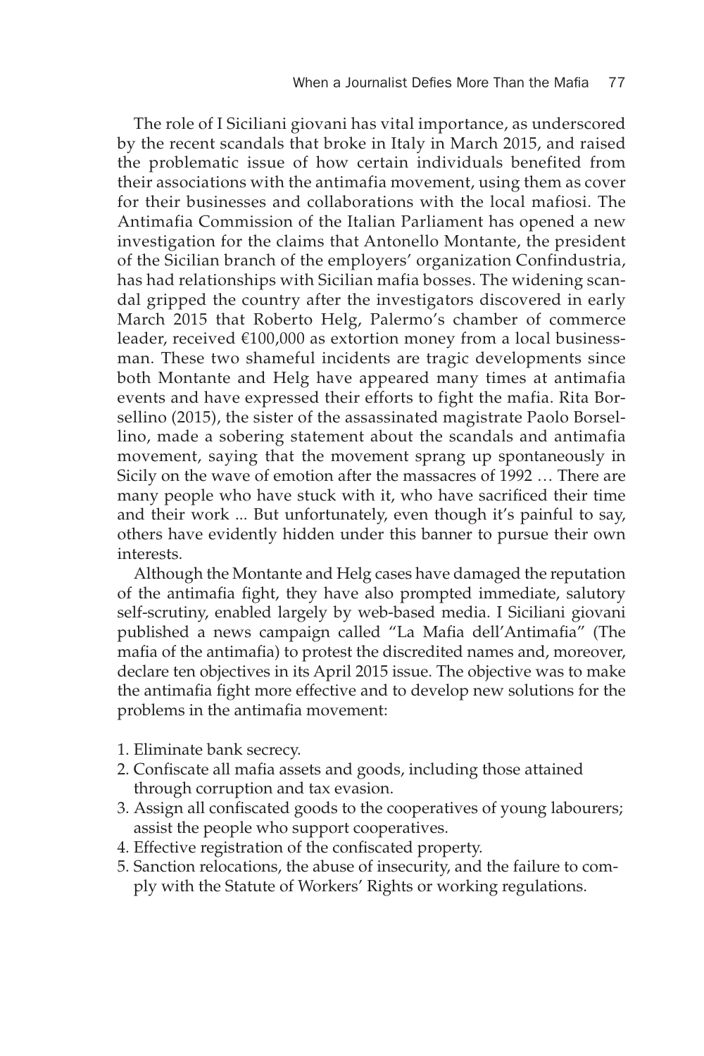The role of I Siciliani giovani has vital importance, as underscored by the recent scandals that broke in Italy in March 2015, and raised the problematic issue of how certain individuals benefited from their associations with the antimafia movement, using them as cover for their businesses and collaborations with the local mafiosi. The Antimafia Commission of the Italian Parliament has opened a new investigation for the claims that Antonello Montante, the president of the Sicilian branch of the employers' organization Confindustria, has had relationships with Sicilian mafia bosses. The widening scandal gripped the country after the investigators discovered in early March 2015 that Roberto Helg, Palermo's chamber of commerce leader, received €100,000 as extortion money from a local businessman. These two shameful incidents are tragic developments since both Montante and Helg have appeared many times at antimafia events and have expressed their efforts to fight the mafia. Rita Borsellino (2015), the sister of the assassinated magistrate Paolo Borsellino, made a sobering statement about the scandals and antimafia movement, saying that the movement sprang up spontaneously in Sicily on the wave of emotion after the massacres of 1992 … There are many people who have stuck with it, who have sacrificed their time and their work ... But unfortunately, even though it's painful to say, others have evidently hidden under this banner to pursue their own interests.

Although the Montante and Helg cases have damaged the reputation of the antimafia fight, they have also prompted immediate, salutory self-scrutiny, enabled largely by web-based media. I Siciliani giovani published a news campaign called "La Mafia dell'Antimafia" (The mafia of the antimafia) to protest the discredited names and, moreover, declare ten objectives in its April 2015 issue. The objective was to make the antimafia fight more effective and to develop new solutions for the problems in the antimafia movement:

1. Eliminate bank secrecy.
2. Confiscate all mafia assets and goods, including those attained through corruption and tax evasion.
3. Assign all confiscated goods to the cooperatives of young labourers; assist the people who support cooperatives.
4. Effective registration of the confiscated property.
5. Sanction relocations, the abuse of insecurity, and the failure to comply with the Statute of Workers' Rights or working regulations.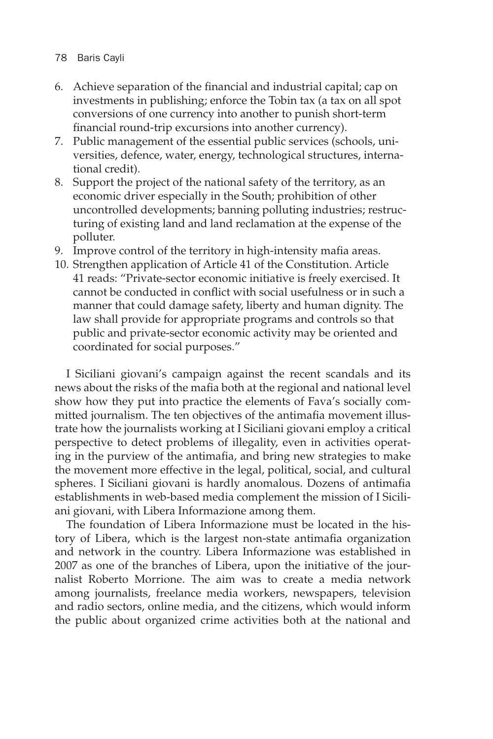6. Achieve separation of the financial and industrial capital; cap on investments in publishing; enforce the Tobin tax (a tax on all spot conversions of one currency into another to punish short-term financial round-trip excursions into another currency).
7. Public management of the essential public services (schools, universities, defence, water, energy, technological structures, international credit).
8. Support the project of the national safety of the territory, as an economic driver especially in the South; prohibition of other uncontrolled developments; banning polluting industries; restructuring of existing land and land reclamation at the expense of the polluter.
9. Improve control of the territory in high-intensity mafia areas.
10. Strengthen application of Article 41 of the Constitution. Article 41 reads: "Private-sector economic initiative is freely exercised. It cannot be conducted in conflict with social usefulness or in such a manner that could damage safety, liberty and human dignity. The law shall provide for appropriate programs and controls so that public and private-sector economic activity may be oriented and coordinated for social purposes."

I Siciliani giovani's campaign against the recent scandals and its news about the risks of the mafia both at the regional and national level show how they put into practice the elements of Fava's socially committed journalism. The ten objectives of the antimafia movement illustrate how the journalists working at I Siciliani giovani employ a critical perspective to detect problems of illegality, even in activities operating in the purview of the antimafia, and bring new strategies to make the movement more effective in the legal, political, social, and cultural spheres. I Siciliani giovani is hardly anomalous. Dozens of antimafia establishments in web-based media complement the mission of I Siciliani giovani, with Libera Informazione among them.

The foundation of Libera Informazione must be located in the history of Libera, which is the largest non-state antimafia organization and network in the country. Libera Informazione was established in 2007 as one of the branches of Libera, upon the initiative of the journalist Roberto Morrione. The aim was to create a media network among journalists, freelance media workers, newspapers, television and radio sectors, online media, and the citizens, which would inform the public about organized crime activities both at the national and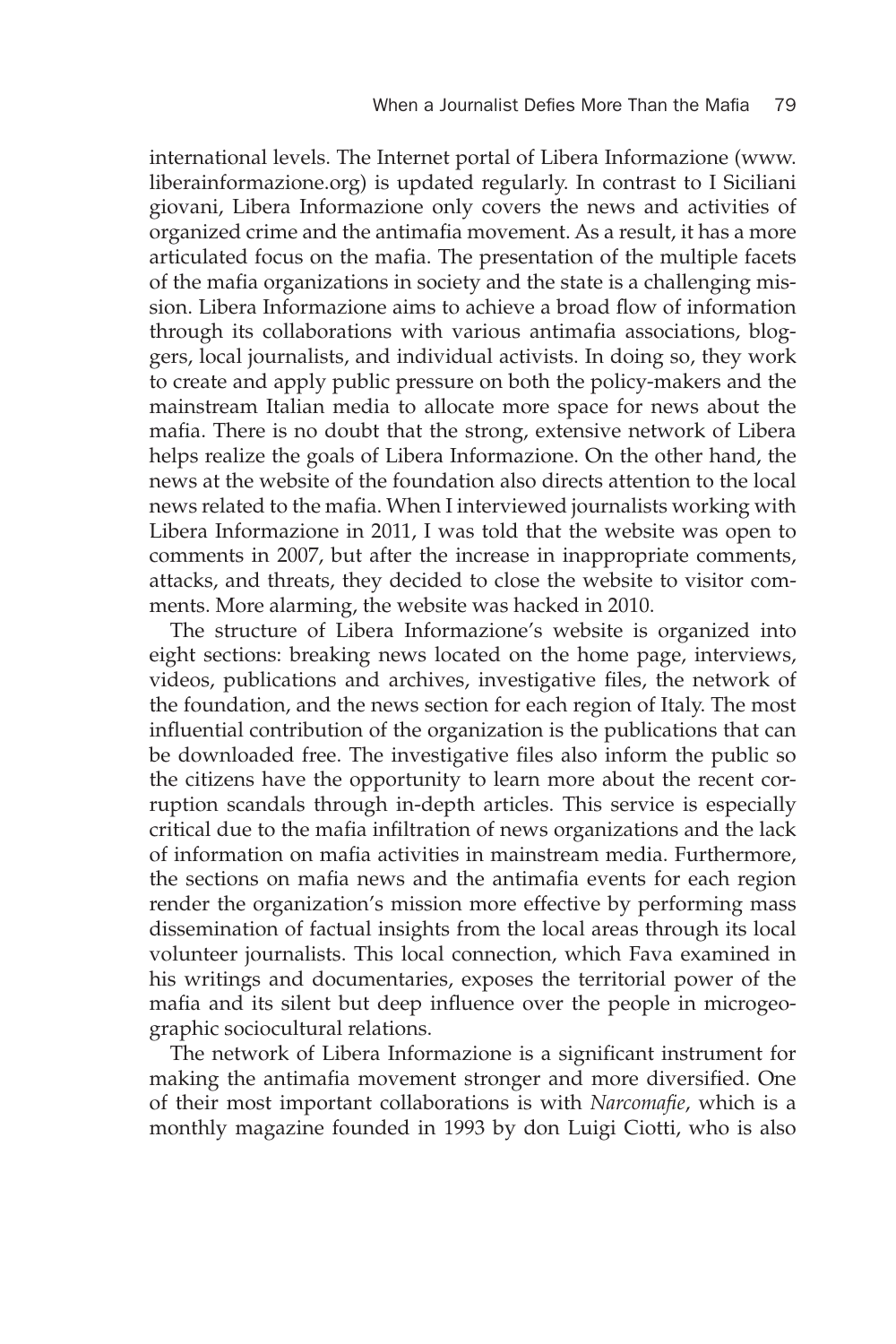international levels. The Internet portal of Libera Informazione (www.liberainformazione.org) is updated regularly. In contrast to I Siciliani giovani, Libera Informazione only covers the news and activities of organized crime and the antimafia movement. As a result, it has a more articulated focus on the mafia. The presentation of the multiple facets of the mafia organizations in society and the state is a challenging mission. Libera Informazione aims to achieve a broad flow of information through its collaborations with various antimafia associations, bloggers, local journalists, and individual activists. In doing so, they work to create and apply public pressure on both the policy-makers and the mainstream Italian media to allocate more space for news about the mafia. There is no doubt that the strong, extensive network of Libera helps realize the goals of Libera Informazione. On the other hand, the news at the website of the foundation also directs attention to the local news related to the mafia. When I interviewed journalists working with Libera Informazione in 2011, I was told that the website was open to comments in 2007, but after the increase in inappropriate comments, attacks, and threats, they decided to close the website to visitor comments. More alarming, the website was hacked in 2010.

The structure of Libera Informazione's website is organized into eight sections: breaking news located on the home page, interviews, videos, publications and archives, investigative files, the network of the foundation, and the news section for each region of Italy. The most influential contribution of the organization is the publications that can be downloaded free. The investigative files also inform the public so the citizens have the opportunity to learn more about the recent corruption scandals through in-depth articles. This service is especially critical due to the mafia infiltration of news organizations and the lack of information on mafia activities in mainstream media. Furthermore, the sections on mafia news and the antimafia events for each region render the organization's mission more effective by performing mass dissemination of factual insights from the local areas through its local volunteer journalists. This local connection, which Fava examined in his writings and documentaries, exposes the territorial power of the mafia and its silent but deep influence over the people in microgeographic sociocultural relations.

The network of Libera Informazione is a significant instrument for making the antimafia movement stronger and more diversified. One of their most important collaborations is with *Narcomafie*, which is a monthly magazine founded in 1993 by don Luigi Ciotti, who is also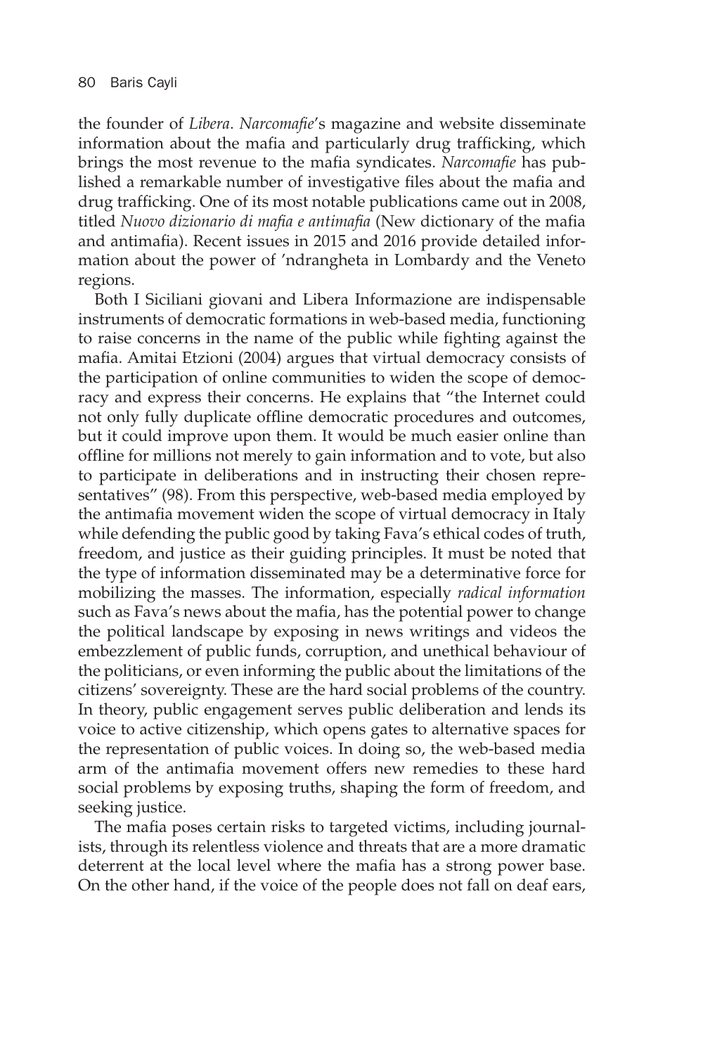the founder of *Libera*. *Narcomafie*'s magazine and website disseminate information about the mafia and particularly drug trafficking, which brings the most revenue to the mafia syndicates. *Narcomafie* has published a remarkable number of investigative files about the mafia and drug trafficking. One of its most notable publications came out in 2008, titled *Nuovo dizionario di mafia e antimafia* (New dictionary of the mafia and antimafia). Recent issues in 2015 and 2016 provide detailed information about the power of 'ndrangheta in Lombardy and the Veneto regions.

Both I Siciliani giovani and Libera Informazione are indispensable instruments of democratic formations in web-based media, functioning to raise concerns in the name of the public while fighting against the mafia. Amitai Etzioni (2004) argues that virtual democracy consists of the participation of online communities to widen the scope of democracy and express their concerns. He explains that "the Internet could not only fully duplicate offline democratic procedures and outcomes, but it could improve upon them. It would be much easier online than offline for millions not merely to gain information and to vote, but also to participate in deliberations and in instructing their chosen representatives" (98). From this perspective, web-based media employed by the antimafia movement widen the scope of virtual democracy in Italy while defending the public good by taking Fava's ethical codes of truth, freedom, and justice as their guiding principles. It must be noted that the type of information disseminated may be a determinative force for mobilizing the masses. The information, especially *radical information* such as Fava's news about the mafia, has the potential power to change the political landscape by exposing in news writings and videos the embezzlement of public funds, corruption, and unethical behaviour of the politicians, or even informing the public about the limitations of the citizens' sovereignty. These are the hard social problems of the country. In theory, public engagement serves public deliberation and lends its voice to active citizenship, which opens gates to alternative spaces for the representation of public voices. In doing so, the web-based media arm of the antimafia movement offers new remedies to these hard social problems by exposing truths, shaping the form of freedom, and seeking justice.

The mafia poses certain risks to targeted victims, including journalists, through its relentless violence and threats that are a more dramatic deterrent at the local level where the mafia has a strong power base. On the other hand, if the voice of the people does not fall on deaf ears,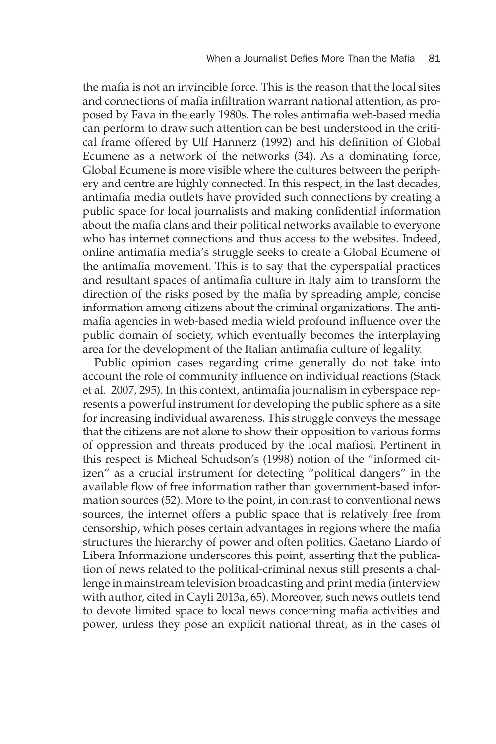the mafia is not an invincible force. This is the reason that the local sites and connections of mafia infiltration warrant national attention, as proposed by Fava in the early 1980s. The roles antimafia web-based media can perform to draw such attention can be best understood in the critical frame offered by Ulf Hannerz (1992) and his definition of Global Ecumene as a network of the networks (34). As a dominating force, Global Ecumene is more visible where the cultures between the periphery and centre are highly connected. In this respect, in the last decades, antimafia media outlets have provided such connections by creating a public space for local journalists and making confidential information about the mafia clans and their political networks available to everyone who has internet connections and thus access to the websites. Indeed, online antimafia media's struggle seeks to create a Global Ecumene of the antimafia movement. This is to say that the cyperspatial practices and resultant spaces of antimafia culture in Italy aim to transform the direction of the risks posed by the mafia by spreading ample, concise information among citizens about the criminal organizations. The antimafia agencies in web-based media wield profound influence over the public domain of society, which eventually becomes the interplaying area for the development of the Italian antimafia culture of legality.

Public opinion cases regarding crime generally do not take into account the role of community influence on individual reactions (Stack et al. 2007, 295). In this context, antimafia journalism in cyberspace represents a powerful instrument for developing the public sphere as a site for increasing individual awareness. This struggle conveys the message that the citizens are not alone to show their opposition to various forms of oppression and threats produced by the local mafiosi. Pertinent in this respect is Micheal Schudson's (1998) notion of the "informed citizen" as a crucial instrument for detecting "political dangers" in the available flow of free information rather than government-based information sources (52). More to the point, in contrast to conventional news sources, the internet offers a public space that is relatively free from censorship, which poses certain advantages in regions where the mafia structures the hierarchy of power and often politics. Gaetano Liardo of Libera Informazione underscores this point, asserting that the publication of news related to the political-criminal nexus still presents a challenge in mainstream television broadcasting and print media (interview with author, cited in Cayli 2013a, 65). Moreover, such news outlets tend to devote limited space to local news concerning mafia activities and power, unless they pose an explicit national threat, as in the cases of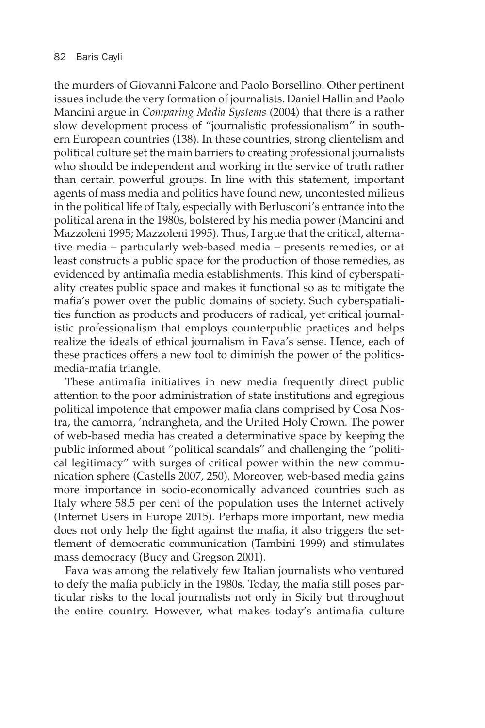the murders of Giovanni Falcone and Paolo Borsellino. Other pertinent issues include the very formation of journalists. Daniel Hallin and Paolo Mancini argue in *Comparing Media Systems* (2004) that there is a rather slow development process of "journalistic professionalism" in southern European countries (138). In these countries, strong clientelism and political culture set the main barriers to creating professional journalists who should be independent and working in the service of truth rather than certain powerful groups. In line with this statement, important agents of mass media and politics have found new, uncontested milieus in the political life of Italy, especially with Berlusconi's entrance into the political arena in the 1980s, bolstered by his media power (Mancini and Mazzoleni 1995; Mazzoleni 1995). Thus, I argue that the critical, alternative media – partıcularly web-based media – presents remedies, or at least constructs a public space for the production of those remedies, as evidenced by antimafia media establishments. This kind of cyberspatiality creates public space and makes it functional so as to mitigate the mafia's power over the public domains of society. Such cyberspatialities function as products and producers of radical, yet critical journalistic professionalism that employs counterpublic practices and helps realize the ideals of ethical journalism in Fava's sense. Hence, each of these practices offers a new tool to diminish the power of the politics-media-mafia triangle.

These antimafia initiatives in new media frequently direct public attention to the poor administration of state institutions and egregious political impotence that empower mafia clans comprised by Cosa Nostra, the camorra, 'ndrangheta, and the United Holy Crown. The power of web-based media has created a determinative space by keeping the public informed about "political scandals" and challenging the "political legitimacy" with surges of critical power within the new communication sphere (Castells 2007, 250). Moreover, web-based media gains more importance in socio-economically advanced countries such as Italy where 58.5 per cent of the population uses the Internet actively (Internet Users in Europe 2015). Perhaps more important, new media does not only help the fight against the mafia, it also triggers the settlement of democratic communication (Tambini 1999) and stimulates mass democracy (Bucy and Gregson 2001).

Fava was among the relatively few Italian journalists who ventured to defy the mafia publicly in the 1980s. Today, the mafia still poses particular risks to the local journalists not only in Sicily but throughout the entire country. However, what makes today's antimafia culture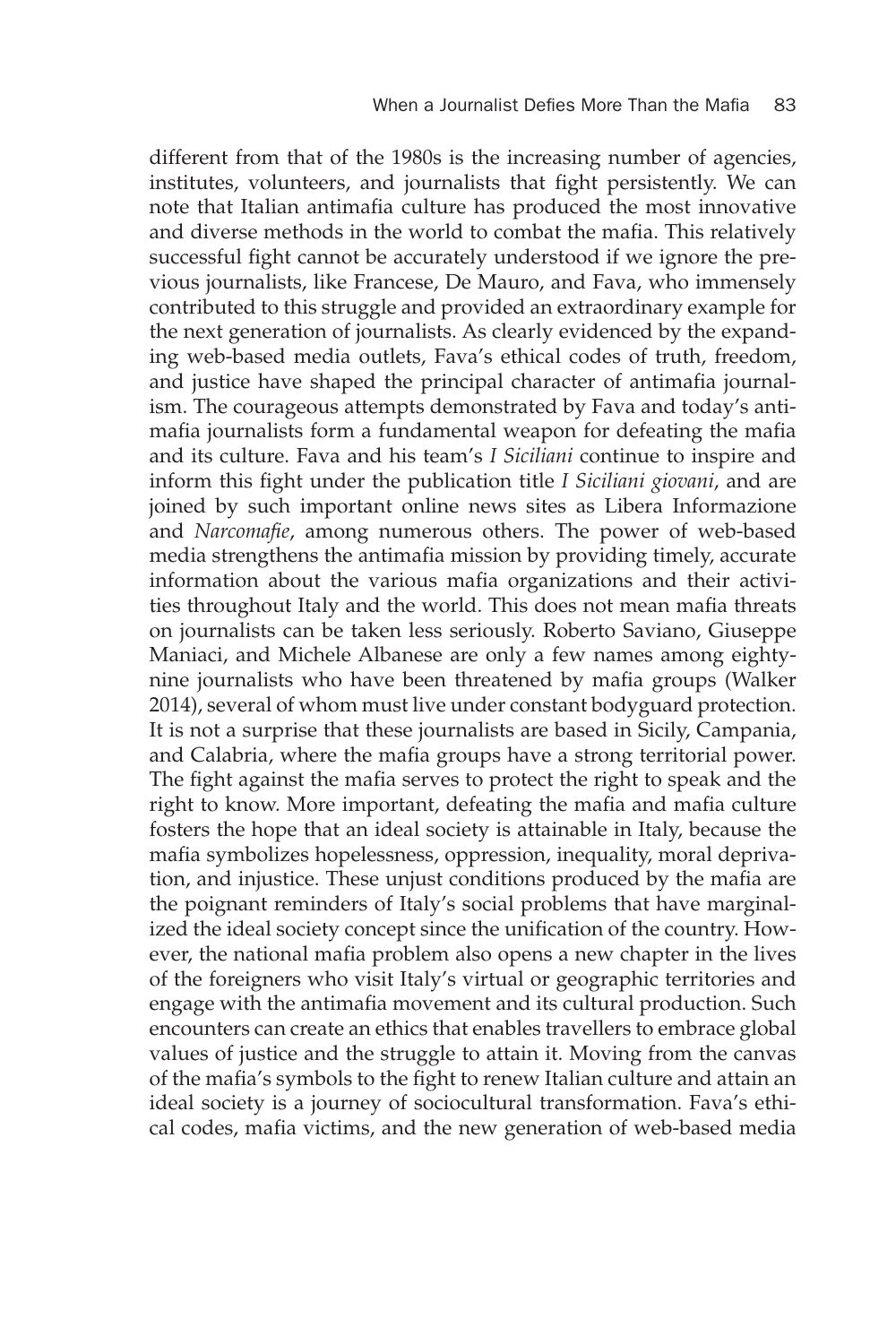different from that of the 1980s is the increasing number of agencies, institutes, volunteers, and journalists that fight persistently. We can note that Italian antimafia culture has produced the most innovative and diverse methods in the world to combat the mafia. This relatively successful fight cannot be accurately understood if we ignore the previous journalists, like Francese, De Mauro, and Fava, who immensely contributed to this struggle and provided an extraordinary example for the next generation of journalists. As clearly evidenced by the expanding web-based media outlets, Fava's ethical codes of truth, freedom, and justice have shaped the principal character of antimafia journalism. The courageous attempts demonstrated by Fava and today's antimafia journalists form a fundamental weapon for defeating the mafia and its culture. Fava and his team's *I Siciliani* continue to inspire and inform this fight under the publication title *I Siciliani giovani*, and are joined by such important online news sites as Libera Informazione and *Narcomafie*, among numerous others. The power of web-based media strengthens the antimafia mission by providing timely, accurate information about the various mafia organizations and their activities throughout Italy and the world. This does not mean mafia threats on journalists can be taken less seriously. Roberto Saviano, Giuseppe Maniaci, and Michele Albanese are only a few names among eighty-nine journalists who have been threatened by mafia groups (Walker 2014), several of whom must live under constant bodyguard protection. It is not a surprise that these journalists are based in Sicily, Campania, and Calabria, where the mafia groups have a strong territorial power. The fight against the mafia serves to protect the right to speak and the right to know. More important, defeating the mafia and mafia culture fosters the hope that an ideal society is attainable in Italy, because the mafia symbolizes hopelessness, oppression, inequality, moral deprivation, and injustice. These unjust conditions produced by the mafia are the poignant reminders of Italy's social problems that have marginalized the ideal society concept since the unification of the country. However, the national mafia problem also opens a new chapter in the lives of the foreigners who visit Italy's virtual or geographic territories and engage with the antimafia movement and its cultural production. Such encounters can create an ethics that enables travellers to embrace global values of justice and the struggle to attain it. Moving from the canvas of the mafia's symbols to the fight to renew Italian culture and attain an ideal society is a journey of sociocultural transformation. Fava's ethical codes, mafia victims, and the new generation of web-based media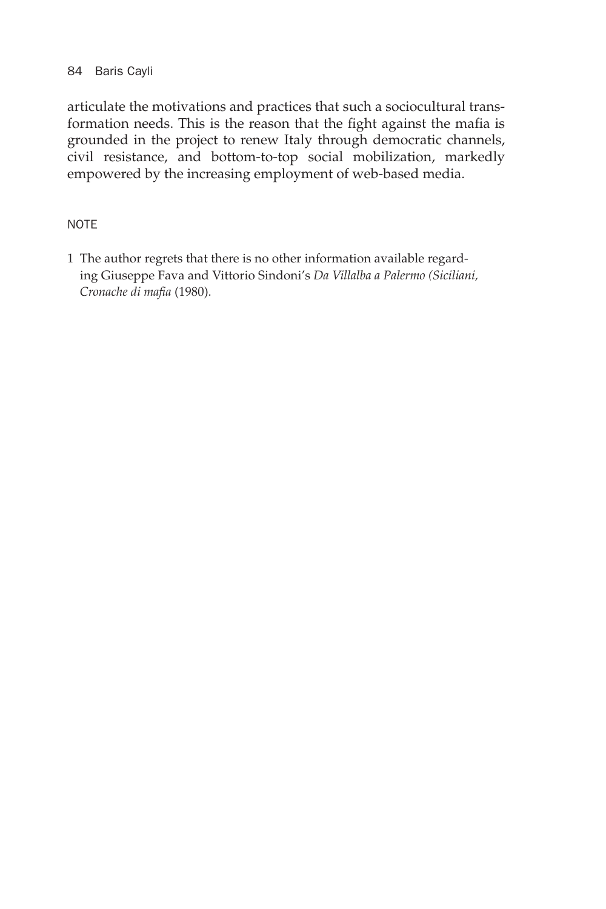articulate the motivations and practices that such a sociocultural transformation needs. This is the reason that the fight against the mafia is grounded in the project to renew Italy through democratic channels, civil resistance, and bottom-to-top social mobilization, markedly empowered by the increasing employment of web-based media.

## NOTE

1 The author regrets that there is no other information available regarding Giuseppe Fava and Vittorio Sindoni's *Da Villalba a Palermo (Siciliani, Cronache di mafia* (1980).